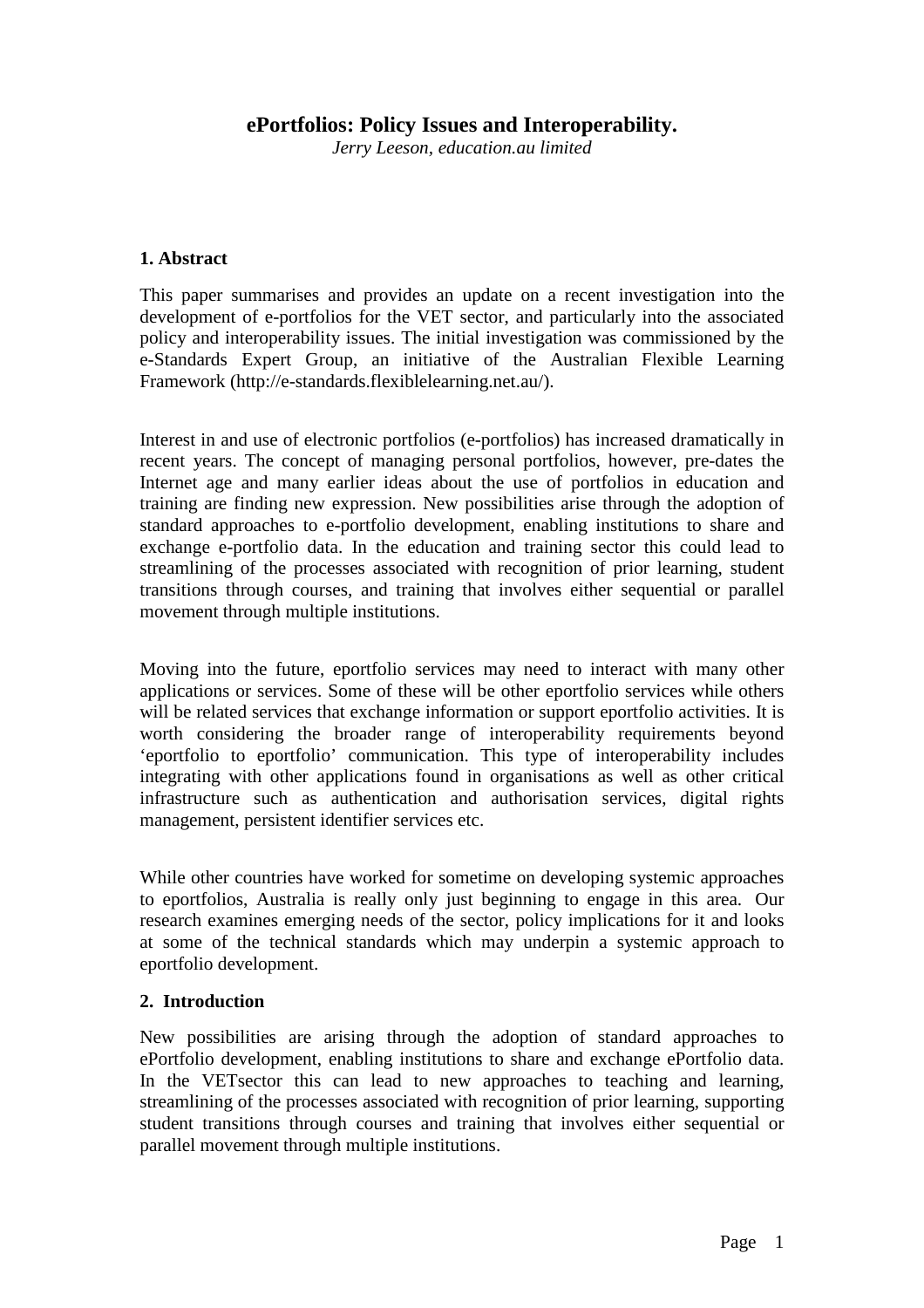# ePortfolios: Policy Issues and Interoperability.

*Jerry Leeson, education.au limited*

## 1. Abstract

This paper summarises and provides an update on a recent investigation into the development of e-portfolios for the VET sector, and particularly into the associated policy and interoperability issues. The initial investigation was commissioned by the e-Standards Expert Group, an initiative of the Australian Flexible Learning Framework (http://e-standards.flexiblelearning.net.au/).

Interest in and use of electronic portfolios (e-portfolios) has increased dramatically in recent years. The concept of managing personal portfolios, however, pre-dates the Internet age and many earlier ideas about the use of portfolios in education and training are finding new expression. New possibilities arise through the adoption of standard approaches to e-portfolio development, enabling institutions to share and exchange e-portfolio data. In the education and training sector this could lead to streamlining of the processes associated with recognition of prior learning, student transitions through courses, and training that involves either sequential or parallel movement through multiple institutions.

Moving into the future, eportfolio services may need to interact with many other applications or services. Some of these will be other eportfolio services while others will be related services that exchange information or support eportfolio activities. It is worth considering the broader range of interoperability requirements beyond 'eportfolio to eportfolio' communication. This type of interoperability includes integrating with other applications found in organisations as well as other critical infrastructure such as authentication and authorisation services, digital rights management, persistent identifier services etc.

While other countries have worked for sometime on developing systemic approaches to eportfolios, Australia is really only just beginning to engage in this area. Our research examines emerging needs of the sector, policy implications for it and looks at some of the technical standards which may underpin a systemic approach to eportfolio development.

## 2. Introduction

New possibilities are arising through the adoption of standard approaches to ePortfolio development, enabling institutions to share and exchange ePortfolio data. In the VETsector this can lead to new approaches to teaching and learning, streamlining of the processes associated with recognition of prior learning, supporting student transitions through courses and training that involves either sequential or parallel movement through multiple institutions.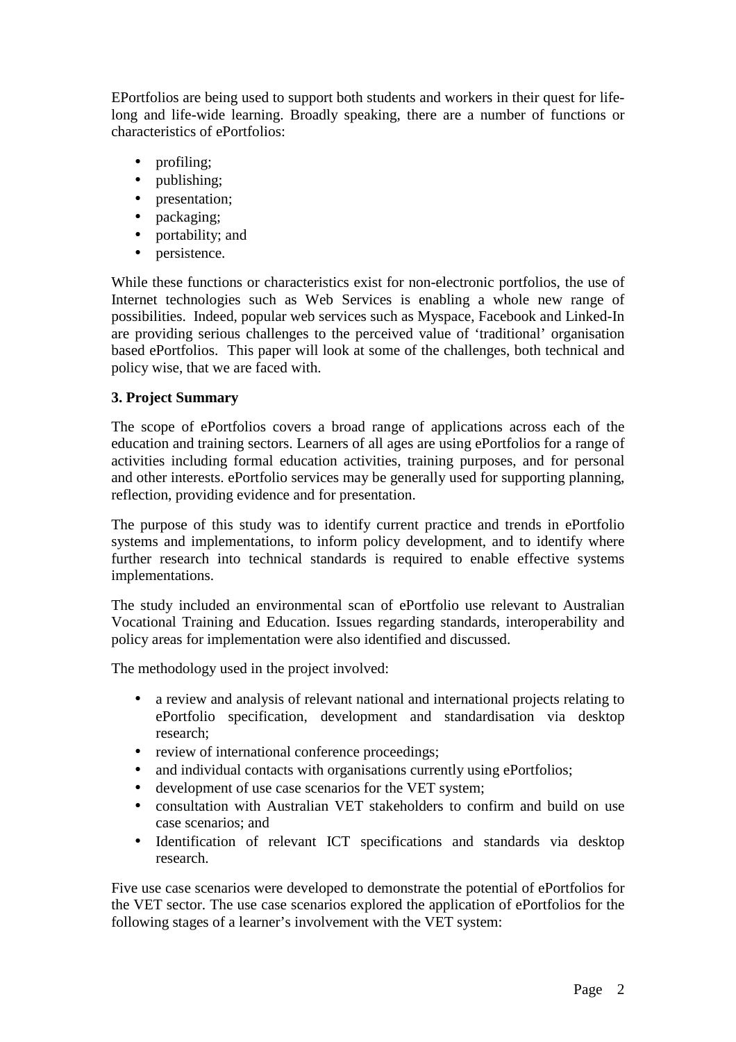EPortfolios are being used to support both students and workers in their quest for life-long and life-wide learning. Broadly speaking, there are a number of functions or characteristics of ePortfolios:

- profiling;
- publishing;
- presentation;
- packaging;
- portability; and
- persistence.

While these functions or characteristics exist for non-electronic portfolios, the use of Internet technologies such as Web Services is enabling a whole new range of possibilities. Indeed, popular web services such as Myspace, Facebook and Linked-In are providing serious challenges to the perceived value of 'traditional' organisation based ePortfolios. This paper will look at some of the challenges, both technical and policy wise, that we are faced with.

## 3. Project Summary

The scope of ePortfolios covers a broad range of applications across each of the education and training sectors. Learners of all ages are using ePortfolios for a range of activities including formal education activities, training purposes, and for personal and other interests. ePortfolio services may be generally used for supporting planning, reflection, providing evidence and for presentation.

The purpose of this study was to identify current practice and trends in ePortfolio systems and implementations, to inform policy development, and to identify where further research into technical standards is required to enable effective systems implementations.

The study included an environmental scan of ePortfolio use relevant to Australian Vocational Training and Education. Issues regarding standards, interoperability and policy areas for implementation were also identified and discussed.

The methodology used in the project involved:

- a review and analysis of relevant national and international projects relating to ePortfolio specification, development and standardisation via desktop research;
- review of international conference proceedings;
- and individual contacts with organisations currently using ePortfolios;
- development of use case scenarios for the VET system;
- consultation with Australian VET stakeholders to confirm and build on use case scenarios; and
- Identification of relevant ICT specifications and standards via desktop research.

Five use case scenarios were developed to demonstrate the potential of ePortfolios for the VET sector. The use case scenarios explored the application of ePortfolios for the following stages of a learner's involvement with the VET system: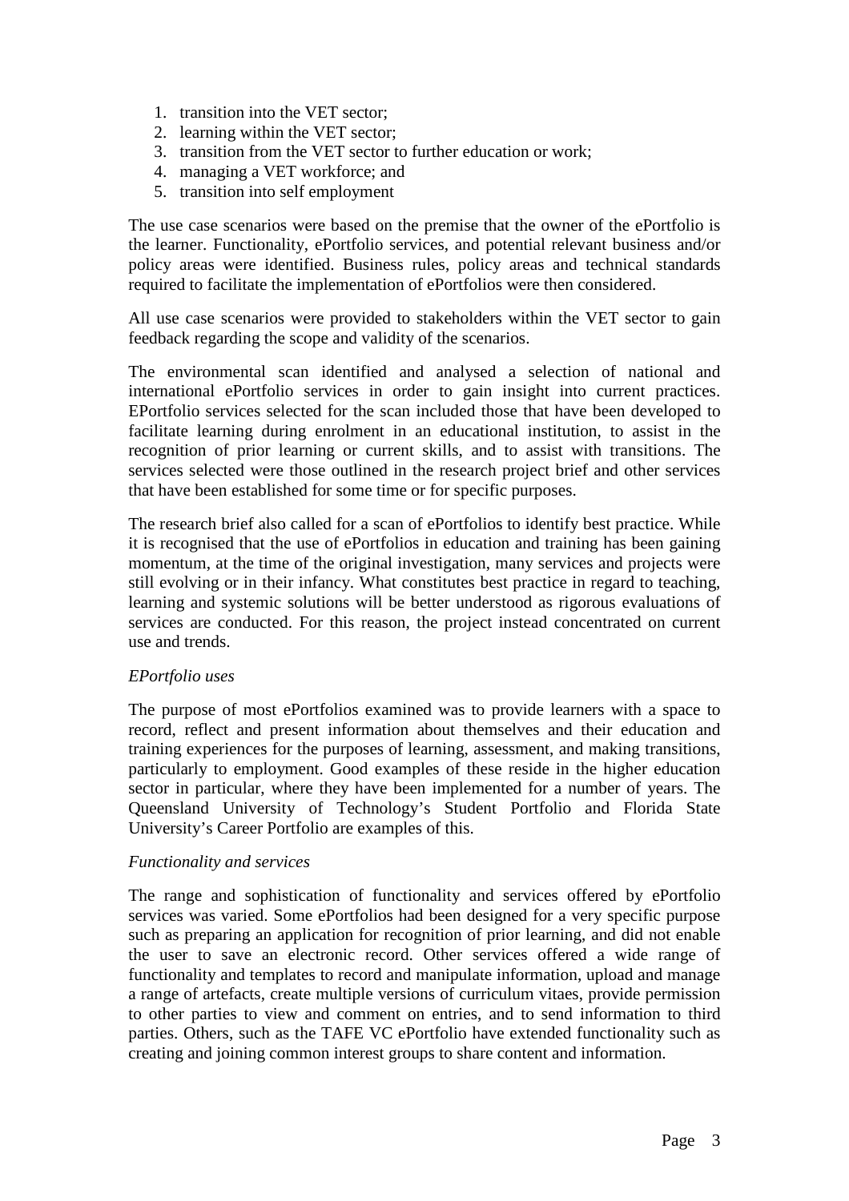1. transition into the VET sector;
2. learning within the VET sector;
3. transition from the VET sector to further education or work;
4. managing a VET workforce; and
5. transition into self employment

The use case scenarios were based on the premise that the owner of the ePortfolio is the learner. Functionality, ePortfolio services, and potential relevant business and/or policy areas were identified. Business rules, policy areas and technical standards required to facilitate the implementation of ePortfolios were then considered.

All use case scenarios were provided to stakeholders within the VET sector to gain feedback regarding the scope and validity of the scenarios.

The environmental scan identified and analysed a selection of national and international ePortfolio services in order to gain insight into current practices. EPortfolio services selected for the scan included those that have been developed to facilitate learning during enrolment in an educational institution, to assist in the recognition of prior learning or current skills, and to assist with transitions. The services selected were those outlined in the research project brief and other services that have been established for some time or for specific purposes.

The research brief also called for a scan of ePortfolios to identify best practice. While it is recognised that the use of ePortfolios in education and training has been gaining momentum, at the time of the original investigation, many services and projects were still evolving or in their infancy. What constitutes best practice in regard to teaching, learning and systemic solutions will be better understood as rigorous evaluations of services are conducted. For this reason, the project instead concentrated on current use and trends.

*EPortfolio uses*

The purpose of most ePortfolios examined was to provide learners with a space to record, reflect and present information about themselves and their education and training experiences for the purposes of learning, assessment, and making transitions, particularly to employment. Good examples of these reside in the higher education sector in particular, where they have been implemented for a number of years. The Queensland University of Technology's Student Portfolio and Florida State University's Career Portfolio are examples of this.

*Functionality and services*

The range and sophistication of functionality and services offered by ePortfolio services was varied. Some ePortfolios had been designed for a very specific purpose such as preparing an application for recognition of prior learning, and did not enable the user to save an electronic record. Other services offered a wide range of functionality and templates to record and manipulate information, upload and manage a range of artefacts, create multiple versions of curriculum vitaes, provide permission to other parties to view and comment on entries, and to send information to third parties. Others, such as the TAFE VC ePortfolio have extended functionality such as creating and joining common interest groups to share content and information.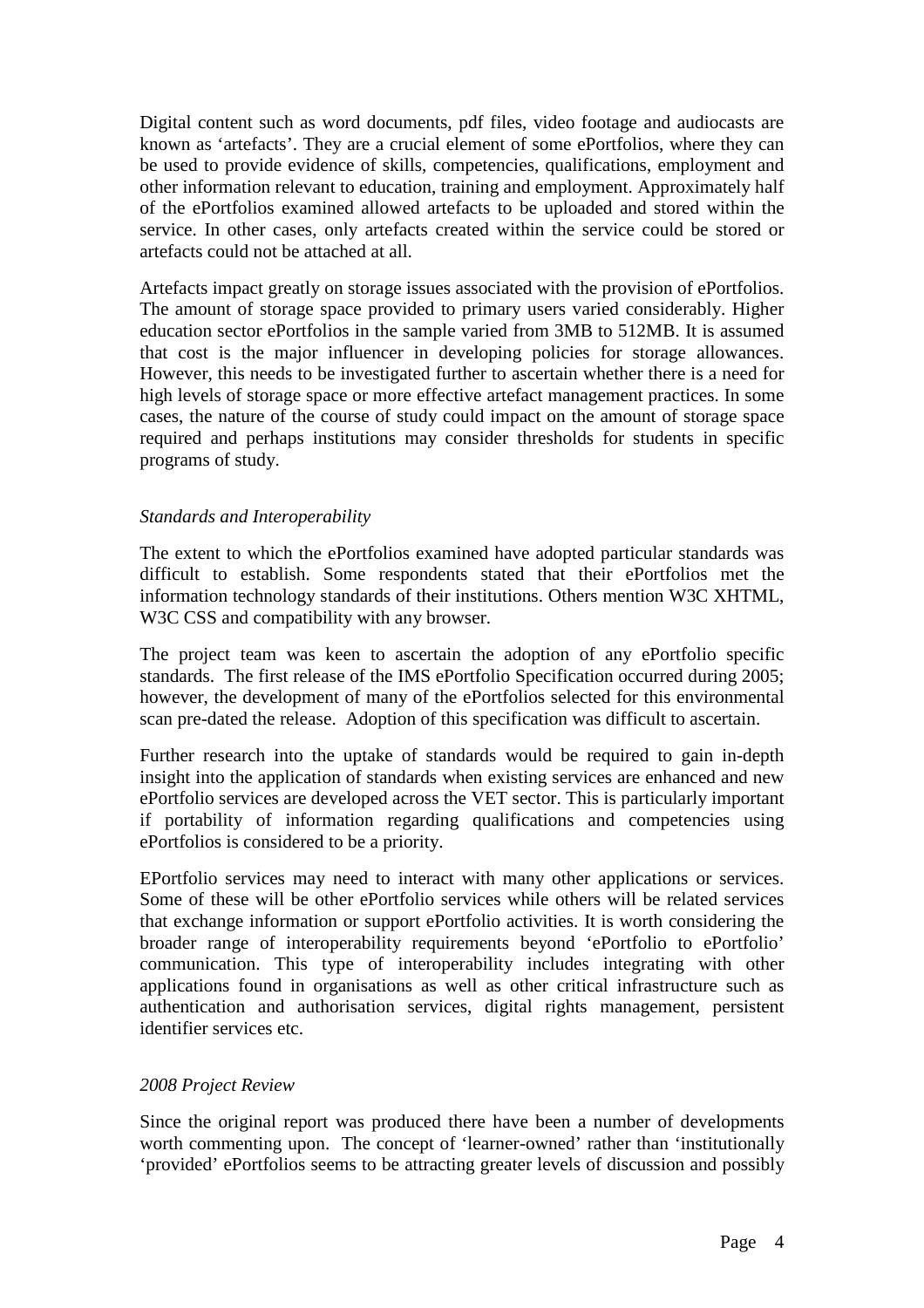Digital content such as word documents, pdf files, video footage and audiocasts are known as 'artefacts'. They are a crucial element of some ePortfolios, where they can be used to provide evidence of skills, competencies, qualifications, employment and other information relevant to education, training and employment. Approximately half of the ePortfolios examined allowed artefacts to be uploaded and stored within the service. In other cases, only artefacts created within the service could be stored or artefacts could not be attached at all.

Artefacts impact greatly on storage issues associated with the provision of ePortfolios. The amount of storage space provided to primary users varied considerably. Higher education sector ePortfolios in the sample varied from 3MB to 512MB. It is assumed that cost is the major influencer in developing policies for storage allowances. However, this needs to be investigated further to ascertain whether there is a need for high levels of storage space or more effective artefact management practices. In some cases, the nature of the course of study could impact on the amount of storage space required and perhaps institutions may consider thresholds for students in specific programs of study.

*Standards and Interoperability*

The extent to which the ePortfolios examined have adopted particular standards was difficult to establish. Some respondents stated that their ePortfolios met the information technology standards of their institutions. Others mention W3C XHTML, W3C CSS and compatibility with any browser.

The project team was keen to ascertain the adoption of any ePortfolio specific standards. The first release of the IMS ePortfolio Specification occurred during 2005; however, the development of many of the ePortfolios selected for this environmental scan pre-dated the release. Adoption of this specification was difficult to ascertain.

Further research into the uptake of standards would be required to gain in-depth insight into the application of standards when existing services are enhanced and new ePortfolio services are developed across the VET sector. This is particularly important if portability of information regarding qualifications and competencies using ePortfolios is considered to be a priority.

EPortfolio services may need to interact with many other applications or services. Some of these will be other ePortfolio services while others will be related services that exchange information or support ePortfolio activities. It is worth considering the broader range of interoperability requirements beyond 'ePortfolio to ePortfolio' communication. This type of interoperability includes integrating with other applications found in organisations as well as other critical infrastructure such as authentication and authorisation services, digital rights management, persistent identifier services etc.

*2008 Project Review*

Since the original report was produced there have been a number of developments worth commenting upon. The concept of 'learner-owned' rather than 'institutionally 'provided' ePortfolios seems to be attracting greater levels of discussion and possibly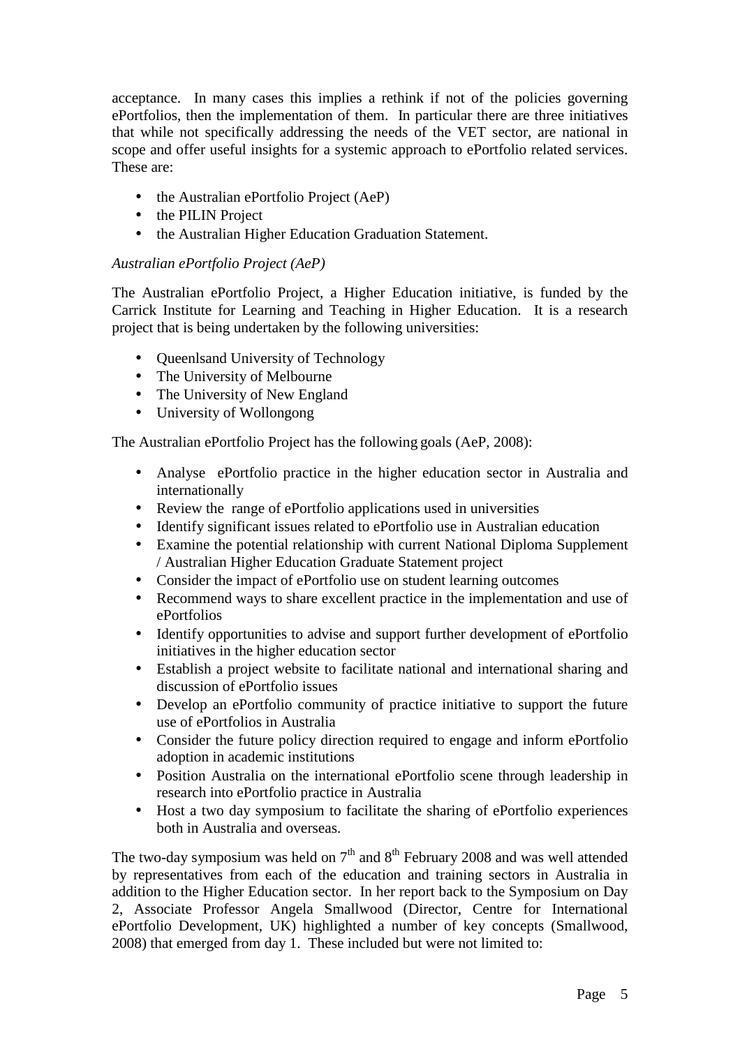acceptance. In many cases this implies a rethink if not of the policies governing ePortfolios, then the implementation of them. In particular there are three initiatives that while not specifically addressing the needs of the VET sector, are national in scope and offer useful insights for a systemic approach to ePortfolio related services. These are:

- the Australian ePortfolio Project (AeP)
- the PILIN Project
- the Australian Higher Education Graduation Statement.

*Australian ePortfolio Project (AeP)*

The Australian ePortfolio Project, a Higher Education initiative, is funded by the Carrick Institute for Learning and Teaching in Higher Education. It is a research project that is being undertaken by the following universities:

- Queenlsand University of Technology
- The University of Melbourne
- The University of New England
- University of Wollongong

The Australian ePortfolio Project has the following goals (AeP, 2008):

- Analyse ePortfolio practice in the higher education sector in Australia and internationally
- Review the range of ePortfolio applications used in universities
- Identify significant issues related to ePortfolio use in Australian education
- Examine the potential relationship with current National Diploma Supplement / Australian Higher Education Graduate Statement project
- Consider the impact of ePortfolio use on student learning outcomes
- Recommend ways to share excellent practice in the implementation and use of ePortfolios
- Identify opportunities to advise and support further development of ePortfolio initiatives in the higher education sector
- Establish a project website to facilitate national and international sharing and discussion of ePortfolio issues
- Develop an ePortfolio community of practice initiative to support the future use of ePortfolios in Australia
- Consider the future policy direction required to engage and inform ePortfolio adoption in academic institutions
- Position Australia on the international ePortfolio scene through leadership in research into ePortfolio practice in Australia
- Host a two day symposium to facilitate the sharing of ePortfolio experiences both in Australia and overseas.

The two-day symposium was held on 7th and 8th February 2008 and was well attended by representatives from each of the education and training sectors in Australia in addition to the Higher Education sector. In her report back to the Symposium on Day 2, Associate Professor Angela Smallwood (Director, Centre for International ePortfolio Development, UK) highlighted a number of key concepts (Smallwood, 2008) that emerged from day 1. These included but were not limited to: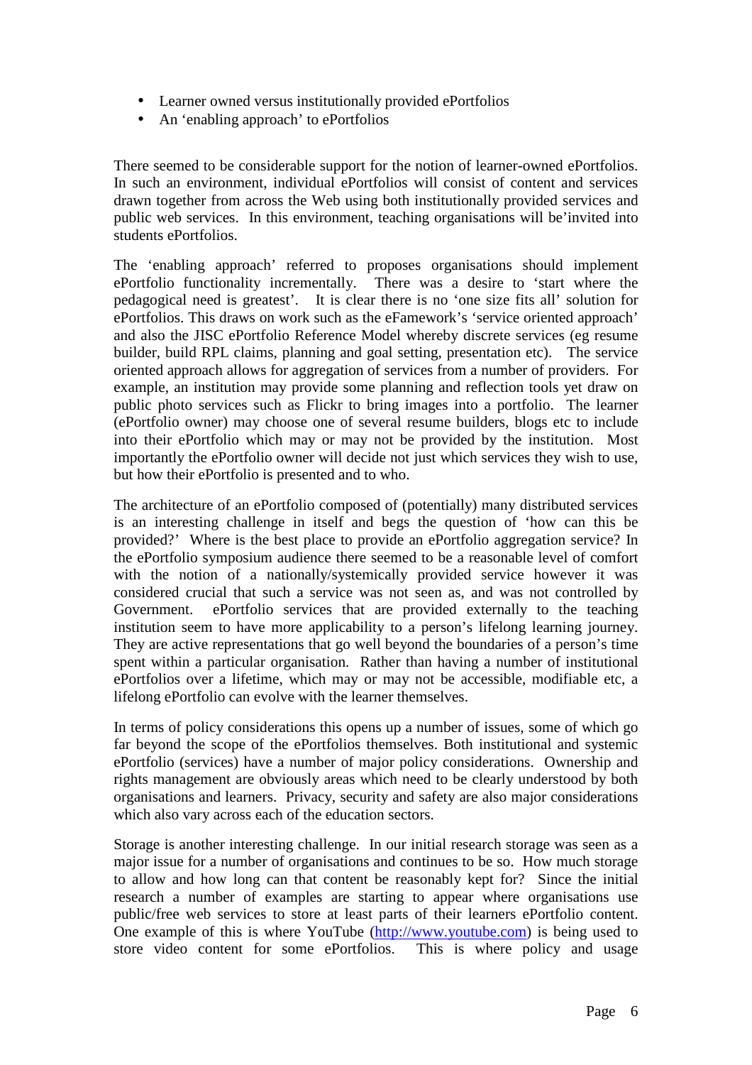- Learner owned versus institutionally provided ePortfolios
- An 'enabling approach' to ePortfolios

There seemed to be considerable support for the notion of learner-owned ePortfolios. In such an environment, individual ePortfolios will consist of content and services drawn together from across the Web using both institutionally provided services and public web services. In this environment, teaching organisations will be'invited into students ePortfolios.

The 'enabling approach' referred to proposes organisations should implement ePortfolio functionality incrementally. There was a desire to 'start where the pedagogical need is greatest'. It is clear there is no 'one size fits all' solution for ePortfolios. This draws on work such as the eFamework's 'service oriented approach' and also the JISC ePortfolio Reference Model whereby discrete services (eg resume builder, build RPL claims, planning and goal setting, presentation etc). The service oriented approach allows for aggregation of services from a number of providers. For example, an institution may provide some planning and reflection tools yet draw on public photo services such as Flickr to bring images into a portfolio. The learner (ePortfolio owner) may choose one of several resume builders, blogs etc to include into their ePortfolio which may or may not be provided by the institution. Most importantly the ePortfolio owner will decide not just which services they wish to use, but how their ePortfolio is presented and to who.

The architecture of an ePortfolio composed of (potentially) many distributed services is an interesting challenge in itself and begs the question of 'how can this be provided?' Where is the best place to provide an ePortfolio aggregation service? In the ePortfolio symposium audience there seemed to be a reasonable level of comfort with the notion of a nationally/systemically provided service however it was considered crucial that such a service was not seen as, and was not controlled by Government. ePortfolio services that are provided externally to the teaching institution seem to have more applicability to a person's lifelong learning journey. They are active representations that go well beyond the boundaries of a person's time spent within a particular organisation. Rather than having a number of institutional ePortfolios over a lifetime, which may or may not be accessible, modifiable etc, a lifelong ePortfolio can evolve with the learner themselves.

In terms of policy considerations this opens up a number of issues, some of which go far beyond the scope of the ePortfolios themselves. Both institutional and systemic ePortfolio (services) have a number of major policy considerations. Ownership and rights management are obviously areas which need to be clearly understood by both organisations and learners. Privacy, security and safety are also major considerations which also vary across each of the education sectors.

Storage is another interesting challenge. In our initial research storage was seen as a major issue for a number of organisations and continues to be so. How much storage to allow and how long can that content be reasonably kept for? Since the initial research a number of examples are starting to appear where organisations use public/free web services to store at least parts of their learners ePortfolio content. One example of this is where YouTube (http://www.youtube.com) is being used to store video content for some ePortfolios. This is where policy and usage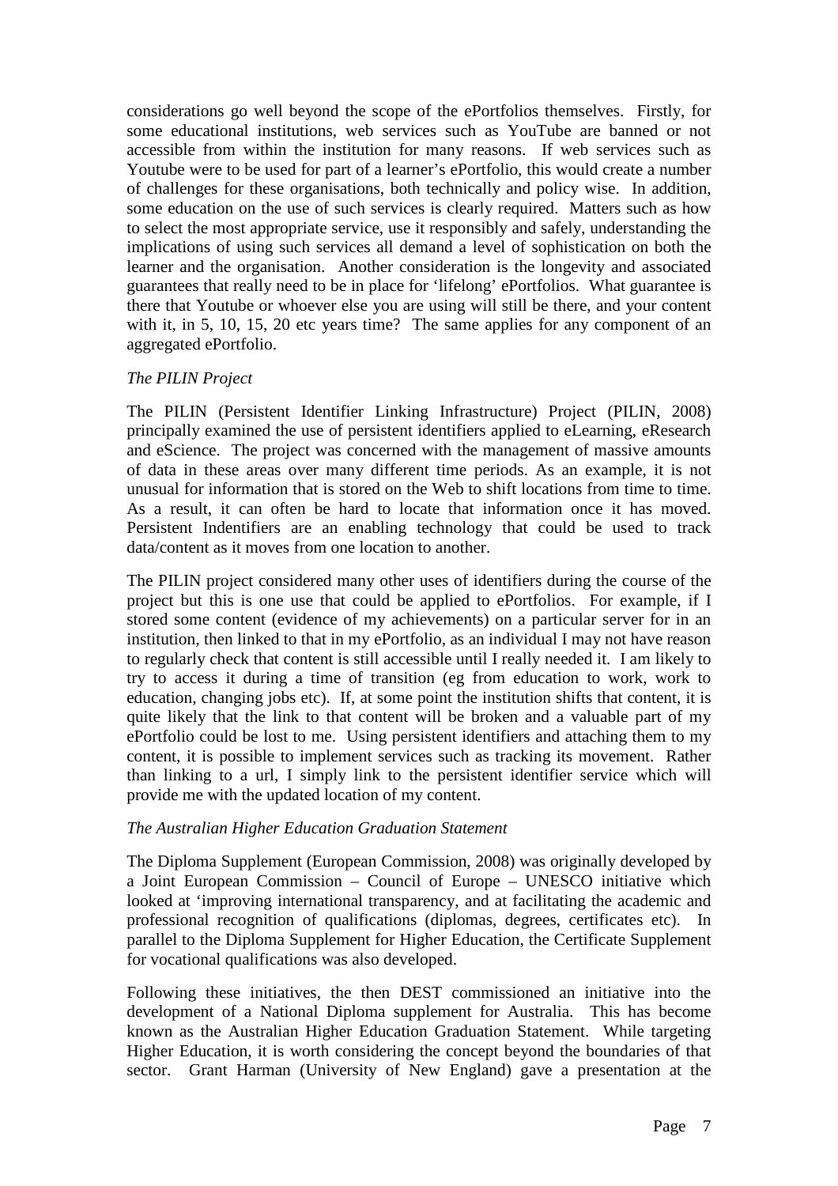considerations go well beyond the scope of the ePortfolios themselves. Firstly, for some educational institutions, web services such as YouTube are banned or not accessible from within the institution for many reasons. If web services such as Youtube were to be used for part of a learner's ePortfolio, this would create a number of challenges for these organisations, both technically and policy wise. In addition, some education on the use of such services is clearly required. Matters such as how to select the most appropriate service, use it responsibly and safely, understanding the implications of using such services all demand a level of sophistication on both the learner and the organisation. Another consideration is the longevity and associated guarantees that really need to be in place for 'lifelong' ePortfolios. What guarantee is there that Youtube or whoever else you are using will still be there, and your content with it, in 5, 10, 15, 20 etc years time? The same applies for any component of an aggregated ePortfolio.

*The PILIN Project*

The PILIN (Persistent Identifier Linking Infrastructure) Project (PILIN, 2008) principally examined the use of persistent identifiers applied to eLearning, eResearch and eScience. The project was concerned with the management of massive amounts of data in these areas over many different time periods. As an example, it is not unusual for information that is stored on the Web to shift locations from time to time. As a result, it can often be hard to locate that information once it has moved. Persistent Indentifiers are an enabling technology that could be used to track data/content as it moves from one location to another.

The PILIN project considered many other uses of identifiers during the course of the project but this is one use that could be applied to ePortfolios. For example, if I stored some content (evidence of my achievements) on a particular server for in an institution, then linked to that in my ePortfolio, as an individual I may not have reason to regularly check that content is still accessible until I really needed it. I am likely to try to access it during a time of transition (eg from education to work, work to education, changing jobs etc). If, at some point the institution shifts that content, it is quite likely that the link to that content will be broken and a valuable part of my ePortfolio could be lost to me. Using persistent identifiers and attaching them to my content, it is possible to implement services such as tracking its movement. Rather than linking to a url, I simply link to the persistent identifier service which will provide me with the updated location of my content.

*The Australian Higher Education Graduation Statement*

The Diploma Supplement (European Commission, 2008) was originally developed by a Joint European Commission – Council of Europe – UNESCO initiative which looked at 'improving international transparency, and at facilitating the academic and professional recognition of qualifications (diplomas, degrees, certificates etc). In parallel to the Diploma Supplement for Higher Education, the Certificate Supplement for vocational qualifications was also developed.

Following these initiatives, the then DEST commissioned an initiative into the development of a National Diploma supplement for Australia. This has become known as the Australian Higher Education Graduation Statement. While targeting Higher Education, it is worth considering the concept beyond the boundaries of that sector. Grant Harman (University of New England) gave a presentation at the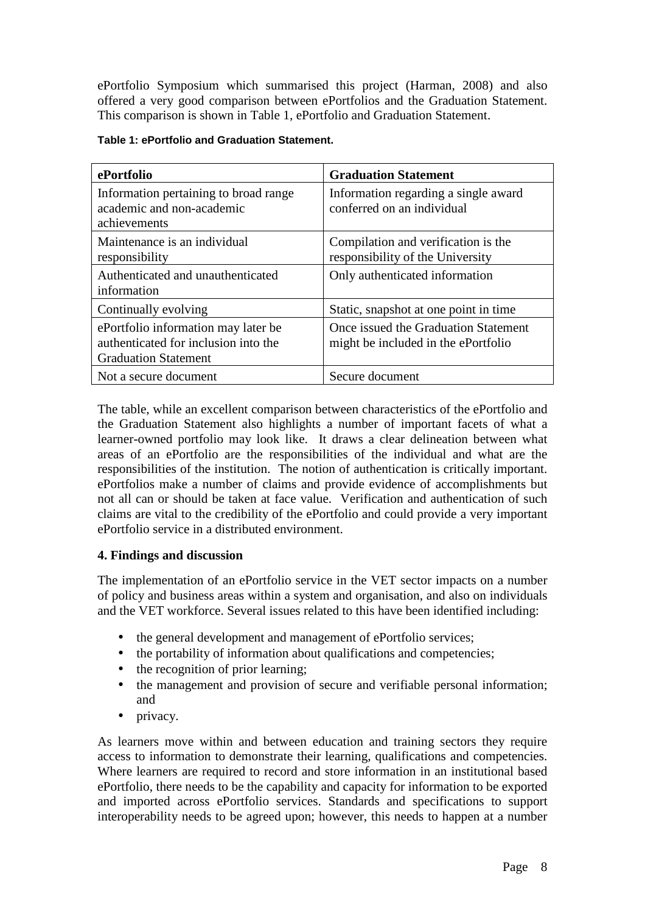ePortfolio Symposium which summarised this project (Harman, 2008) and also offered a very good comparison between ePortfolios and the Graduation Statement. This comparison is shown in Table 1, ePortfolio and Graduation Statement.

**Table 1: ePortfolio and Graduation Statement.**

| ePortfolio | Graduation Statement |
|---|---|
| Information pertaining to broad range academic and non-academic achievements | Information regarding a single award conferred on an individual |
| Maintenance is an individual responsibility | Compilation and verification is the responsibility of the University |
| Authenticated and unauthenticated information | Only authenticated information |
| Continually evolving | Static, snapshot at one point in time |
| ePortfolio information may later be authenticated for inclusion into the Graduation Statement | Once issued the Graduation Statement might be included in the ePortfolio |
| Not a secure document | Secure document |

The table, while an excellent comparison between characteristics of the ePortfolio and the Graduation Statement also highlights a number of important facets of what a learner-owned portfolio may look like. It draws a clear delineation between what areas of an ePortfolio are the responsibilities of the individual and what are the responsibilities of the institution. The notion of authentication is critically important. ePortfolios make a number of claims and provide evidence of accomplishments but not all can or should be taken at face value. Verification and authentication of such claims are vital to the credibility of the ePortfolio and could provide a very important ePortfolio service in a distributed environment.

## 4. Findings and discussion

The implementation of an ePortfolio service in the VET sector impacts on a number of policy and business areas within a system and organisation, and also on individuals and the VET workforce. Several issues related to this have been identified including:

- the general development and management of ePortfolio services;
- the portability of information about qualifications and competencies;
- the recognition of prior learning;
- the management and provision of secure and verifiable personal information; and
- privacy.

As learners move within and between education and training sectors they require access to information to demonstrate their learning, qualifications and competencies. Where learners are required to record and store information in an institutional based ePortfolio, there needs to be the capability and capacity for information to be exported and imported across ePortfolio services. Standards and specifications to support interoperability needs to be agreed upon; however, this needs to happen at a number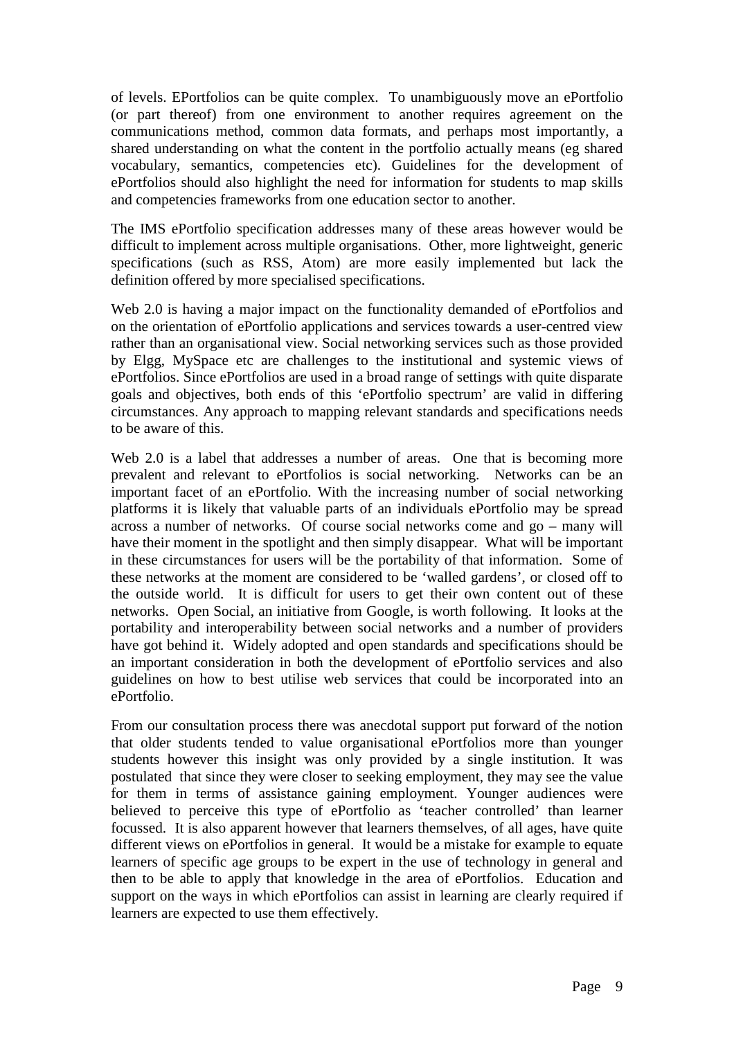of levels. EPortfolios can be quite complex. To unambiguously move an ePortfolio (or part thereof) from one environment to another requires agreement on the communications method, common data formats, and perhaps most importantly, a shared understanding on what the content in the portfolio actually means (eg shared vocabulary, semantics, competencies etc). Guidelines for the development of ePortfolios should also highlight the need for information for students to map skills and competencies frameworks from one education sector to another.

The IMS ePortfolio specification addresses many of these areas however would be difficult to implement across multiple organisations. Other, more lightweight, generic specifications (such as RSS, Atom) are more easily implemented but lack the definition offered by more specialised specifications.

Web 2.0 is having a major impact on the functionality demanded of ePortfolios and on the orientation of ePortfolio applications and services towards a user-centred view rather than an organisational view. Social networking services such as those provided by Elgg, MySpace etc are challenges to the institutional and systemic views of ePortfolios. Since ePortfolios are used in a broad range of settings with quite disparate goals and objectives, both ends of this 'ePortfolio spectrum' are valid in differing circumstances. Any approach to mapping relevant standards and specifications needs to be aware of this.

Web 2.0 is a label that addresses a number of areas. One that is becoming more prevalent and relevant to ePortfolios is social networking. Networks can be an important facet of an ePortfolio. With the increasing number of social networking platforms it is likely that valuable parts of an individuals ePortfolio may be spread across a number of networks. Of course social networks come and go – many will have their moment in the spotlight and then simply disappear. What will be important in these circumstances for users will be the portability of that information. Some of these networks at the moment are considered to be 'walled gardens', or closed off to the outside world. It is difficult for users to get their own content out of these networks. Open Social, an initiative from Google, is worth following. It looks at the portability and interoperability between social networks and a number of providers have got behind it. Widely adopted and open standards and specifications should be an important consideration in both the development of ePortfolio services and also guidelines on how to best utilise web services that could be incorporated into an ePortfolio.

From our consultation process there was anecdotal support put forward of the notion that older students tended to value organisational ePortfolios more than younger students however this insight was only provided by a single institution. It was postulated that since they were closer to seeking employment, they may see the value for them in terms of assistance gaining employment. Younger audiences were believed to perceive this type of ePortfolio as 'teacher controlled' than learner focussed. It is also apparent however that learners themselves, of all ages, have quite different views on ePortfolios in general. It would be a mistake for example to equate learners of specific age groups to be expert in the use of technology in general and then to be able to apply that knowledge in the area of ePortfolios. Education and support on the ways in which ePortfolios can assist in learning are clearly required if learners are expected to use them effectively.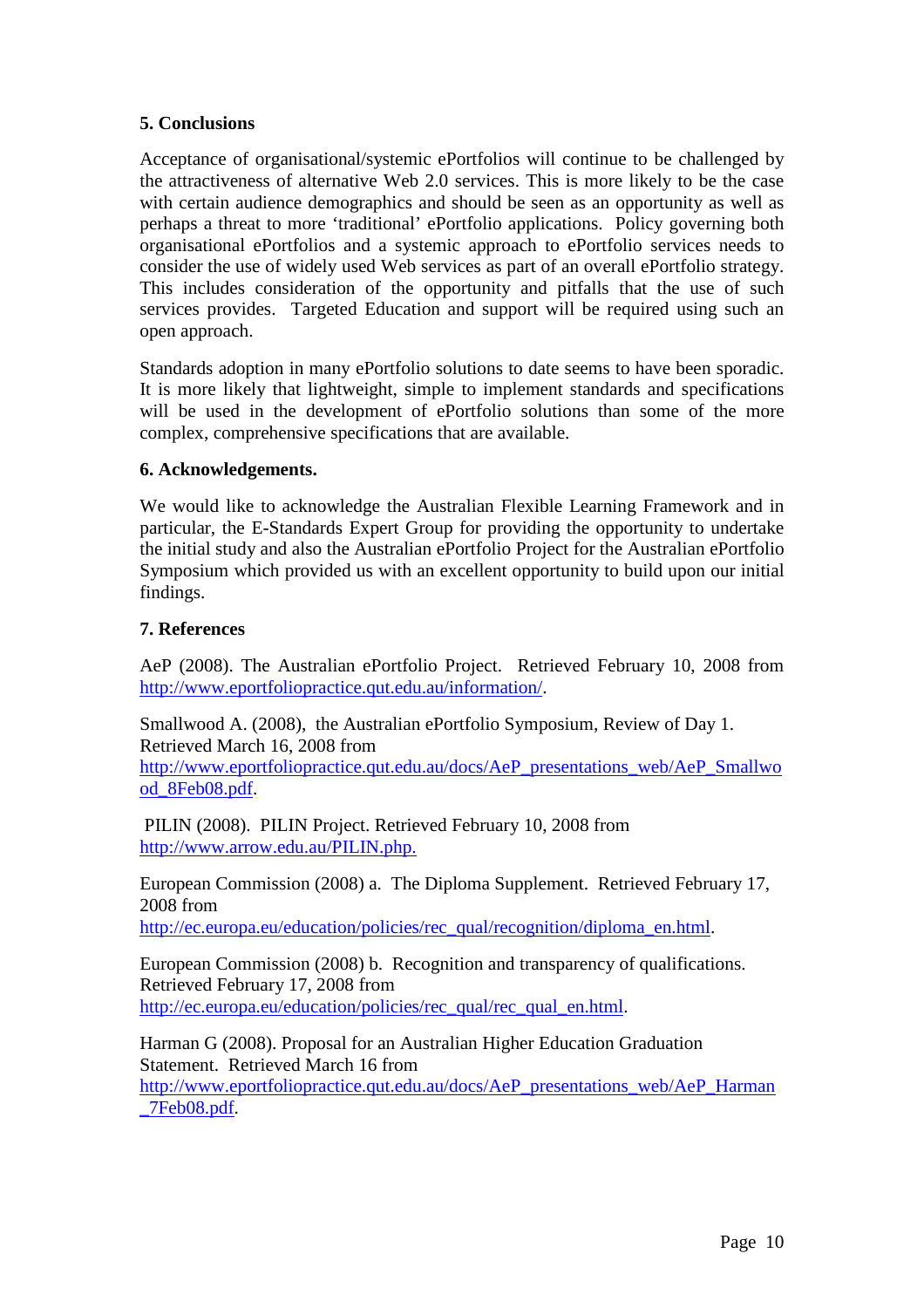## 5. Conclusions

Acceptance of organisational/systemic ePortfolios will continue to be challenged by the attractiveness of alternative Web 2.0 services. This is more likely to be the case with certain audience demographics and should be seen as an opportunity as well as perhaps a threat to more 'traditional' ePortfolio applications. Policy governing both organisational ePortfolios and a systemic approach to ePortfolio services needs to consider the use of widely used Web services as part of an overall ePortfolio strategy. This includes consideration of the opportunity and pitfalls that the use of such services provides. Targeted Education and support will be required using such an open approach.

Standards adoption in many ePortfolio solutions to date seems to have been sporadic. It is more likely that lightweight, simple to implement standards and specifications will be used in the development of ePortfolio solutions than some of the more complex, comprehensive specifications that are available.

## 6. Acknowledgements.

We would like to acknowledge the Australian Flexible Learning Framework and in particular, the E-Standards Expert Group for providing the opportunity to undertake the initial study and also the Australian ePortfolio Project for the Australian ePortfolio Symposium which provided us with an excellent opportunity to build upon our initial findings.

## 7. References

AeP (2008). The Australian ePortfolio Project. Retrieved February 10, 2008 from http://www.eportfoliopractice.qut.edu.au/information/.

Smallwood A. (2008), the Australian ePortfolio Symposium, Review of Day 1. Retrieved March 16, 2008 from http://www.eportfoliopractice.qut.edu.au/docs/AeP_presentations_web/AeP_Smallwood_8Feb08.pdf.

PILIN (2008). PILIN Project. Retrieved February 10, 2008 from http://www.arrow.edu.au/PILIN.php.

European Commission (2008) a. The Diploma Supplement. Retrieved February 17, 2008 from http://ec.europa.eu/education/policies/rec_qual/recognition/diploma_en.html.

European Commission (2008) b. Recognition and transparency of qualifications. Retrieved February 17, 2008 from http://ec.europa.eu/education/policies/rec_qual/rec_qual_en.html.

Harman G (2008). Proposal for an Australian Higher Education Graduation Statement. Retrieved March 16 from http://www.eportfoliopractice.qut.edu.au/docs/AeP_presentations_web/AeP_Harman_7Feb08.pdf.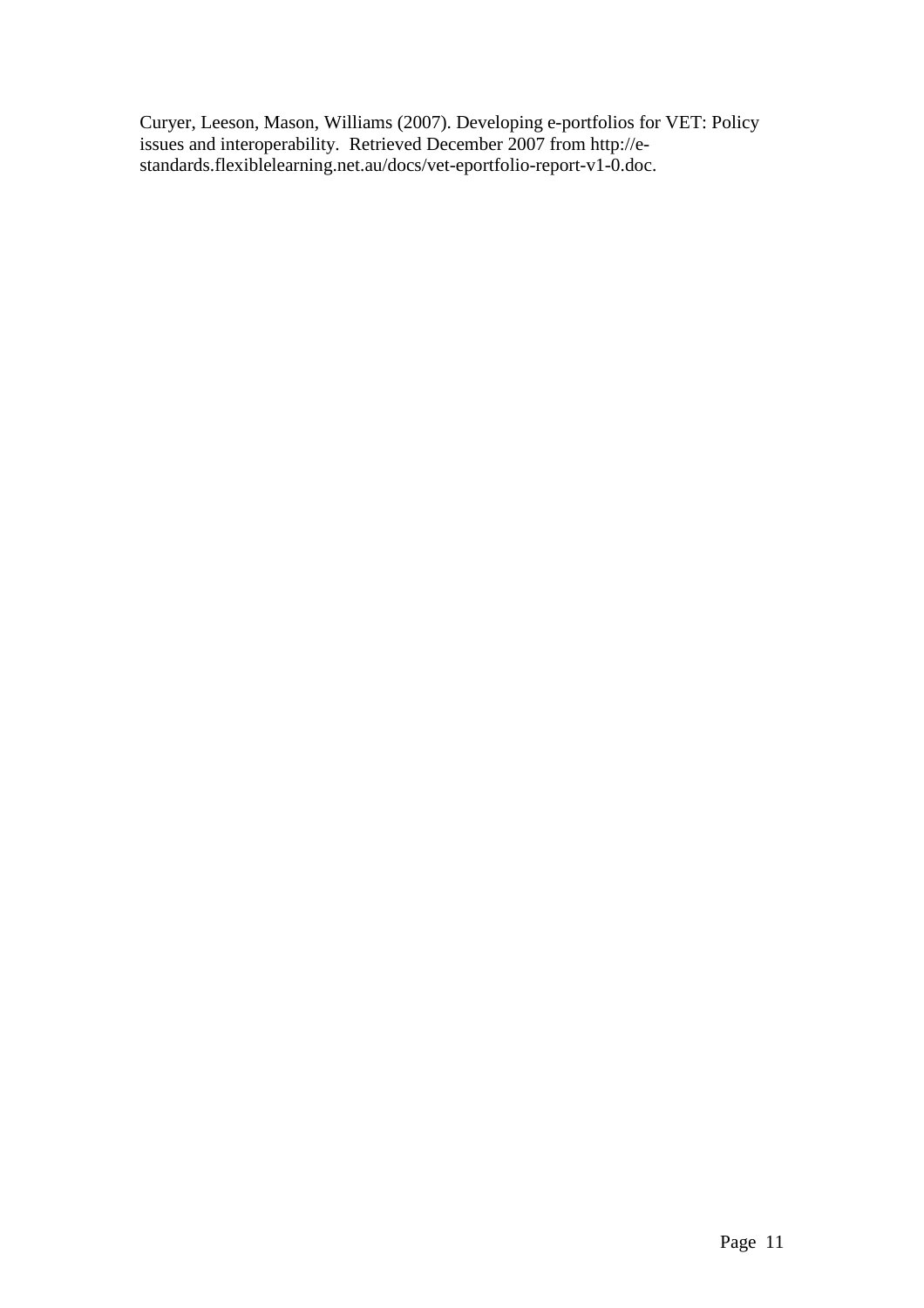Curyer, Leeson, Mason, Williams (2007). Developing e-portfolios for VET: Policy issues and interoperability. Retrieved December 2007 from http://e-standards.flexiblelearning.net.au/docs/vet-eportfolio-report-v1-0.doc.